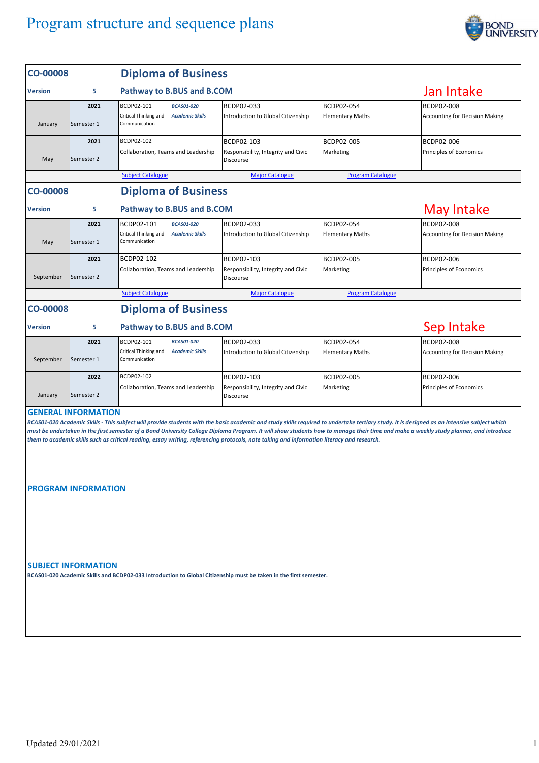# Program structure and sequence plans

## CO-00008 Diploma of Business

**Version** 5 **Pathway to B.BUS and B.COM** — **Jan Intake**

| | | | | | |
|---|---|---|---|---|---|
| January | 2021 Semester 1 | BCDP02-101 Critical Thinking and Communication / *BCAS01-020 Academic Skills* | BCDP02-033 Introduction to Global Citizenship | BCDP02-054 Elementary Maths | BCDP02-008 Accounting for Decision Making |
| May | 2021 Semester 2 | BCDP02-102 Collaboration, Teams and Leadership | BCDP02-103 Responsibility, Integrity and Civic Discourse | BCDP02-005 Marketing | BCDP02-006 Principles of Economics |

Subject Catalogue | Major Catalogue | Program Catalogue

## CO-00008 Diploma of Business

**Version** 5 **Pathway to B.BUS and B.COM** — **May Intake**

| | | | | | |
|---|---|---|---|---|---|
| May | 2021 Semester 1 | BCDP02-101 Critical Thinking and Communication / *BCAS01-020 Academic Skills* | BCDP02-033 Introduction to Global Citizenship | BCDP02-054 Elementary Maths | BCDP02-008 Accounting for Decision Making |
| September | 2021 Semester 2 | BCDP02-102 Collaboration, Teams and Leadership | BCDP02-103 Responsibility, Integrity and Civic Discourse | BCDP02-005 Marketing | BCDP02-006 Principles of Economics |

Subject Catalogue | Major Catalogue | Program Catalogue

## CO-00008 Diploma of Business

**Version** 5 **Pathway to B.BUS and B.COM** — **Sep Intake**

| | | | | | |
|---|---|---|---|---|---|
| September | 2021 Semester 1 | BCDP02-101 Critical Thinking and Communication / *BCAS01-020 Academic Skills* | BCDP02-033 Introduction to Global Citizenship | BCDP02-054 Elementary Maths | BCDP02-008 Accounting for Decision Making |
| January | 2022 Semester 2 | BCDP02-102 Collaboration, Teams and Leadership | BCDP02-103 Responsibility, Integrity and Civic Discourse | BCDP02-005 Marketing | BCDP02-006 Principles of Economics |

### GENERAL INFORMATION

***BCAS01-020 Academic Skills - This subject will provide students with the basic academic and study skills required to undertake tertiary study. It is designed as an intensive subject which must be undertaken in the first semester of a Bond University College Diploma Program. It will show students how to manage their time and make a weekly study planner, and introduce them to academic skills such as critical reading, essay writing, referencing protocols, note taking and information literacy and research.***

### PROGRAM INFORMATION

### SUBJECT INFORMATION

**BCAS01-020 Academic Skills and BCDP02-033 Introduction to Global Citizenship must be taken in the first semester.**

Updated 29/01/2021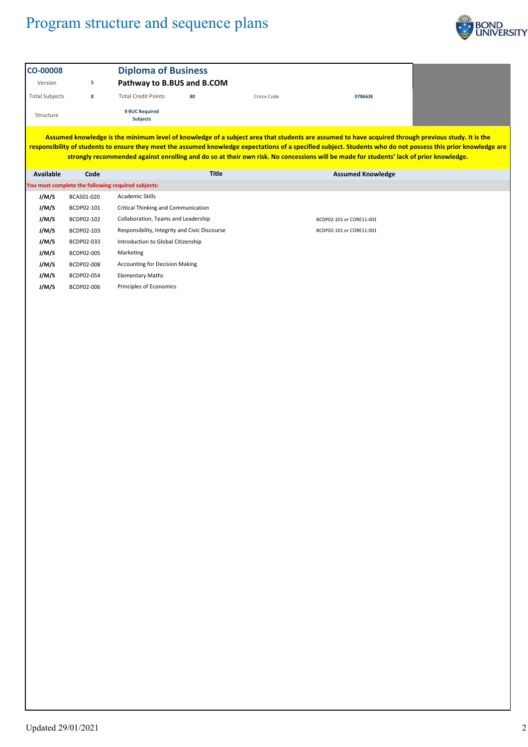# Program structure and sequence plans

| CO-00008 | | Diploma of Business | | | |
|---|---|---|---|---|---|
| Version | 5 | Pathway to B.BUS and B.COM | | | |
| Total Subjects | 8 | Total Credit Points | 80 | Cricos Code | 078663E |
| Structure | | 9 BUC Required Subjects | | | |

**Assumed knowledge is the minimum level of knowledge of a subject area that students are assumed to have acquired through previous study. It is the responsibility of students to ensure they meet the assumed knowledge expectations of a specified subject. Students who do not possess this prior knowledge are strongly recommended against enrolling and do so at their own risk. No concessions will be made for students' lack of prior knowledge.**

| Available | Code | Title | Assumed Knowledge |
|---|---|---|---|
| **You must complete the following required subjects:** | | | |
| J/M/S | BCAS01-020 | Academic Skills | |
| J/M/S | BCDP02-101 | Critical Thinking and Communication | |
| J/M/S | BCDP02-102 | Collaboration, Teams and Leadership | BCDP02-101 or CORE11-001 |
| J/M/S | BCDP02-103 | Responsibility, Integrity and Civic Discourse | BCDP02-101 or CORE11-001 |
| J/M/S | BCDP02-033 | Introduction to Global Citizenship | |
| J/M/S | BCDP02-005 | Marketing | |
| J/M/S | BCDP02-008 | Accounting for Decision Making | |
| J/M/S | BCDP02-054 | Elementary Maths | |
| J/M/S | BCDP02-006 | Principles of Economics | |

Updated 29/01/2021